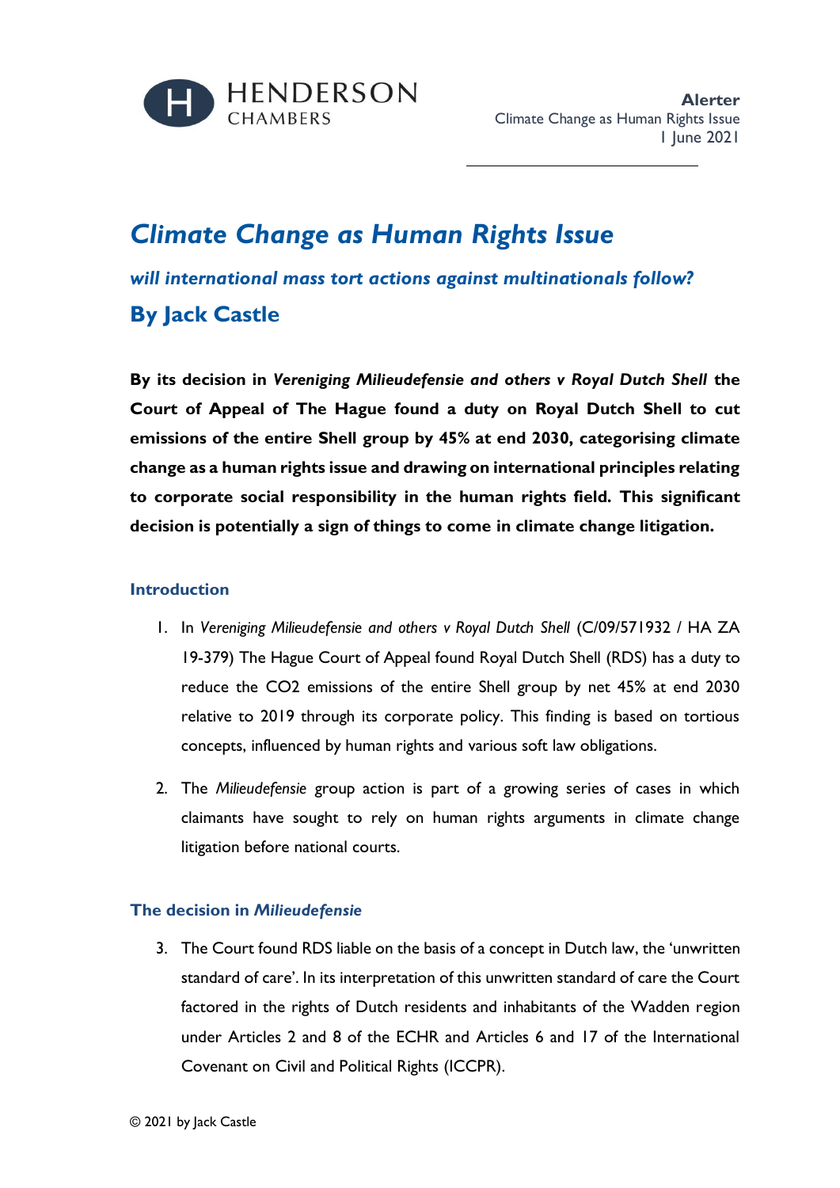HENDERSON CHAMBERS

**Alerter**
Climate Change as Human Rights Issue
1 June 2021

# *Climate Change as Human Rights Issue*

### *will international mass tort actions against multinationals follow?*

### By Jack Castle

**By its decision in *Vereniging Milieudefensie and others v Royal Dutch Shell* the Court of Appeal of The Hague found a duty on Royal Dutch Shell to cut emissions of the entire Shell group by 45% at end 2030, categorising climate change as a human rights issue and drawing on international principles relating to corporate social responsibility in the human rights field. This significant decision is potentially a sign of things to come in climate change litigation.**

## Introduction

1. In *Vereniging Milieudefensie and others v Royal Dutch Shell* (C/09/571932 / HA ZA 19-379) The Hague Court of Appeal found Royal Dutch Shell (RDS) has a duty to reduce the $CO_2$ emissions of the entire Shell group by net 45% at end 2030 relative to 2019 through its corporate policy. This finding is based on tortious concepts, influenced by human rights and various soft law obligations.

2. The *Milieudefensie* group action is part of a growing series of cases in which claimants have sought to rely on human rights arguments in climate change litigation before national courts.

## The decision in *Milieudefensie*

3. The Court found RDS liable on the basis of a concept in Dutch law, the 'unwritten standard of care'. In its interpretation of this unwritten standard of care the Court factored in the rights of Dutch residents and inhabitants of the Wadden region under Articles 2 and 8 of the ECHR and Articles 6 and 17 of the International Covenant on Civil and Political Rights (ICCPR).

© 2021 by Jack Castle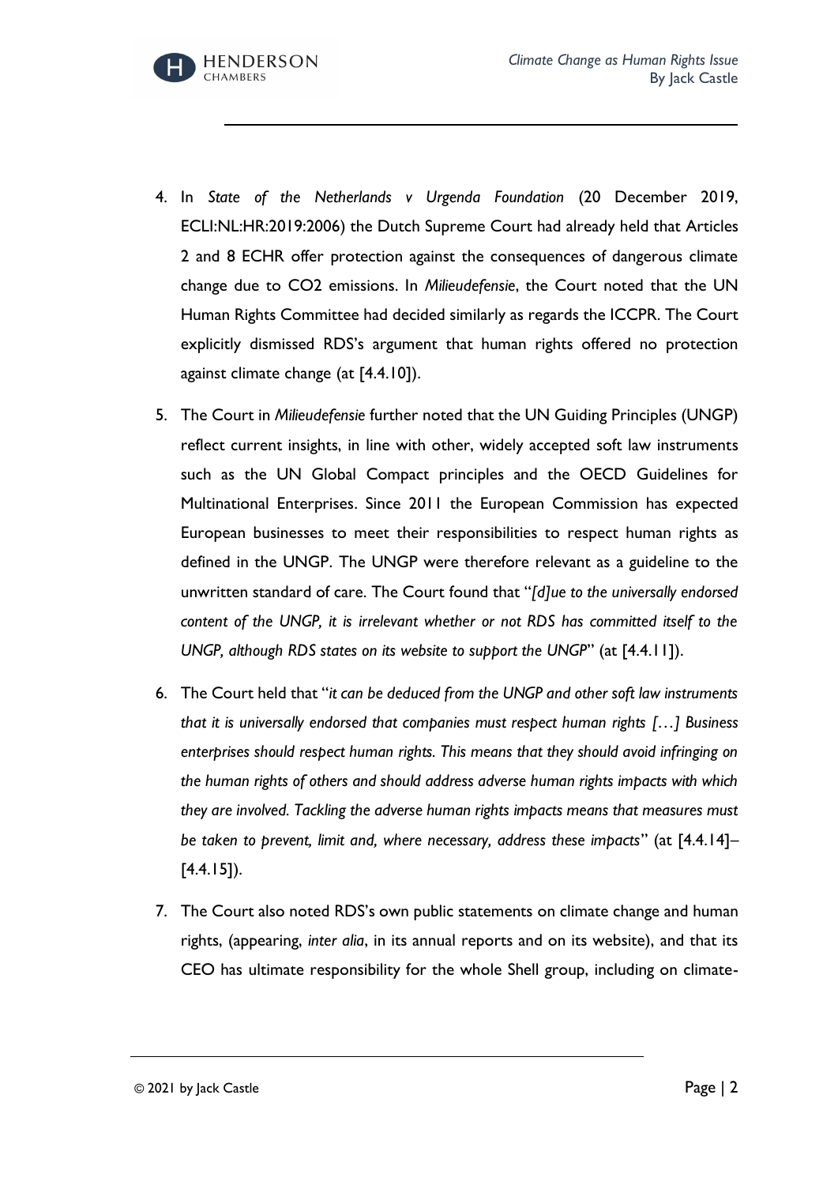4. In *State of the Netherlands v Urgenda Foundation* (20 December 2019, ECLI:NL:HR:2019:2006) the Dutch Supreme Court had already held that Articles 2 and 8 ECHR offer protection against the consequences of dangerous climate change due to $CO_2$ emissions. In *Milieudefensie*, the Court noted that the UN Human Rights Committee had decided similarly as regards the ICCPR. The Court explicitly dismissed RDS's argument that human rights offered no protection against climate change (at [4.4.10]).

5. The Court in *Milieudefensie* further noted that the UN Guiding Principles (UNGP) reflect current insights, in line with other, widely accepted soft law instruments such as the UN Global Compact principles and the OECD Guidelines for Multinational Enterprises. Since 2011 the European Commission has expected European businesses to meet their responsibilities to respect human rights as defined in the UNGP. The UNGP were therefore relevant as a guideline to the unwritten standard of care. The Court found that "*[d]ue to the universally endorsed content of the UNGP, it is irrelevant whether or not RDS has committed itself to the UNGP, although RDS states on its website to support the UNGP*" (at [4.4.11]).

6. The Court held that "*it can be deduced from the UNGP and other soft law instruments that it is universally endorsed that companies must respect human rights […] Business enterprises should respect human rights. This means that they should avoid infringing on the human rights of others and should address adverse human rights impacts with which they are involved. Tackling the adverse human rights impacts means that measures must be taken to prevent, limit and, where necessary, address these impacts*" (at [4.4.14]–[4.4.15]).

7. The Court also noted RDS's own public statements on climate change and human rights, (appearing, *inter alia*, in its annual reports and on its website), and that its CEO has ultimate responsibility for the whole Shell group, including on climate-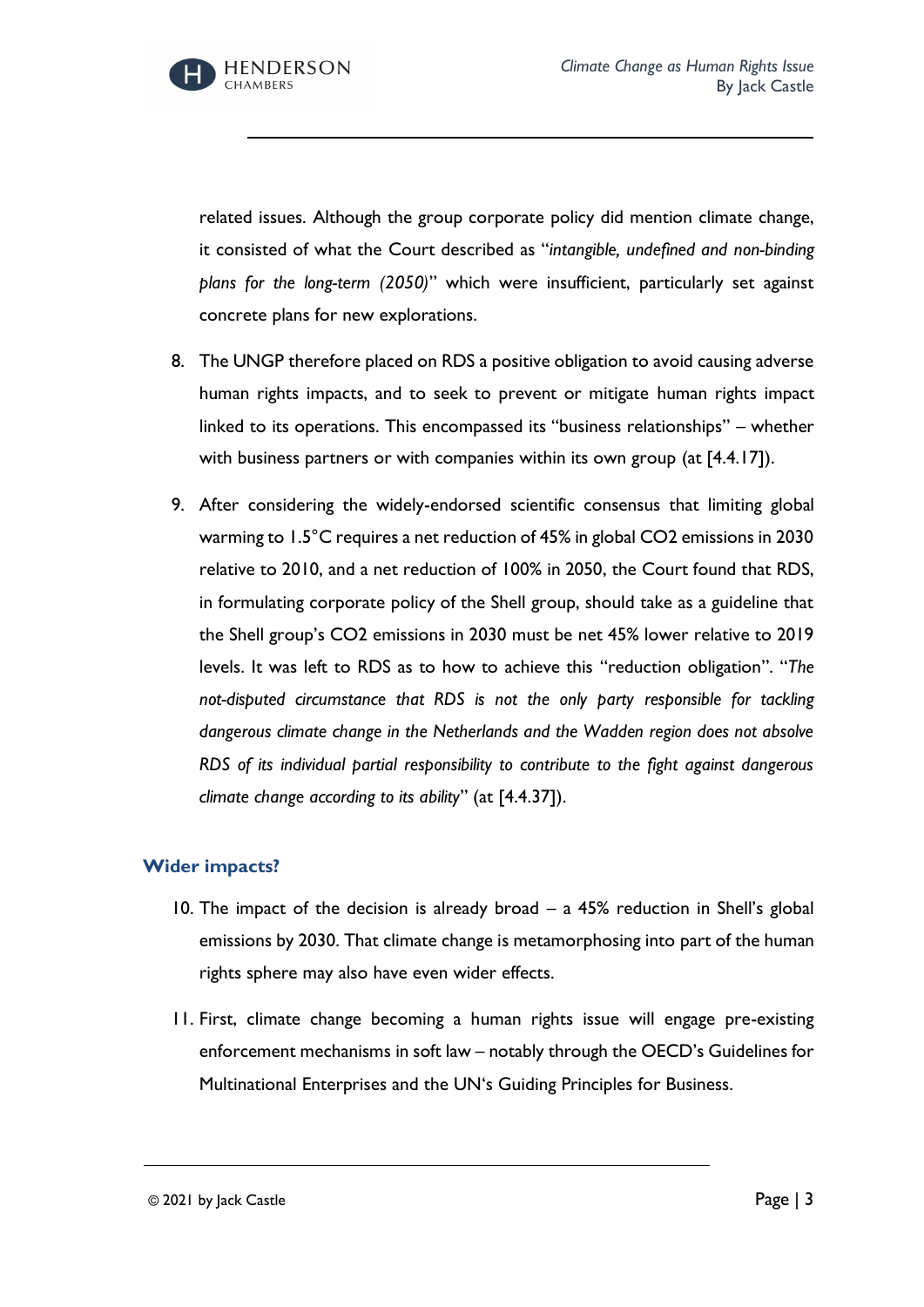related issues. Although the group corporate policy did mention climate change, it consisted of what the Court described as "*intangible, undefined and non-binding plans for the long-term (2050)*" which were insufficient, particularly set against concrete plans for new explorations.

8. The UNGP therefore placed on RDS a positive obligation to avoid causing adverse human rights impacts, and to seek to prevent or mitigate human rights impact linked to its operations. This encompassed its "business relationships" – whether with business partners or with companies within its own group (at [4.4.17]).

9. After considering the widely-endorsed scientific consensus that limiting global warming to 1.5°C requires a net reduction of 45% in global $CO_2$ emissions in 2030 relative to 2010, and a net reduction of 100% in 2050, the Court found that RDS, in formulating corporate policy of the Shell group, should take as a guideline that the Shell group's $CO_2$ emissions in 2030 must be net 45% lower relative to 2019 levels. It was left to RDS as to how to achieve this "reduction obligation". "*The not-disputed circumstance that RDS is not the only party responsible for tackling dangerous climate change in the Netherlands and the Wadden region does not absolve RDS of its individual partial responsibility to contribute to the fight against dangerous climate change according to its ability*" (at [4.4.37]).

## Wider impacts?

10. The impact of the decision is already broad – a 45% reduction in Shell's global emissions by 2030. That climate change is metamorphosing into part of the human rights sphere may also have even wider effects.

11. First, climate change becoming a human rights issue will engage pre-existing enforcement mechanisms in soft law – notably through the OECD's Guidelines for Multinational Enterprises and the UN's Guiding Principles for Business.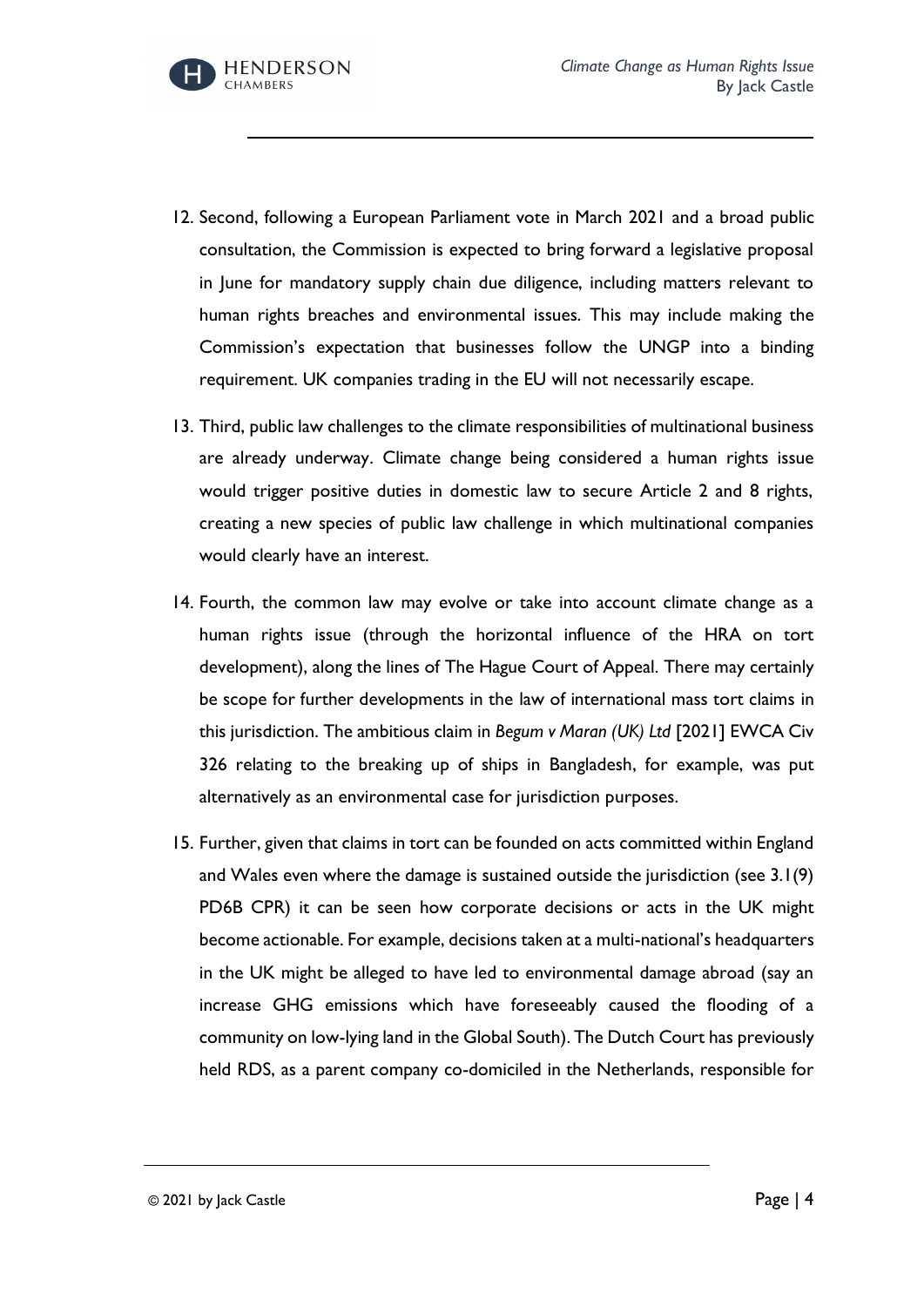12. Second, following a European Parliament vote in March 2021 and a broad public consultation, the Commission is expected to bring forward a legislative proposal in June for mandatory supply chain due diligence, including matters relevant to human rights breaches and environmental issues. This may include making the Commission's expectation that businesses follow the UNGP into a binding requirement. UK companies trading in the EU will not necessarily escape.

13. Third, public law challenges to the climate responsibilities of multinational business are already underway. Climate change being considered a human rights issue would trigger positive duties in domestic law to secure Article 2 and 8 rights, creating a new species of public law challenge in which multinational companies would clearly have an interest.

14. Fourth, the common law may evolve or take into account climate change as a human rights issue (through the horizontal influence of the HRA on tort development), along the lines of The Hague Court of Appeal. There may certainly be scope for further developments in the law of international mass tort claims in this jurisdiction. The ambitious claim in *Begum v Maran (UK) Ltd* [2021] EWCA Civ 326 relating to the breaking up of ships in Bangladesh, for example, was put alternatively as an environmental case for jurisdiction purposes.

15. Further, given that claims in tort can be founded on acts committed within England and Wales even where the damage is sustained outside the jurisdiction (see 3.1(9) PD6B CPR) it can be seen how corporate decisions or acts in the UK might become actionable. For example, decisions taken at a multi-national's headquarters in the UK might be alleged to have led to environmental damage abroad (say an increase GHG emissions which have foreseeably caused the flooding of a community on low-lying land in the Global South). The Dutch Court has previously held RDS, as a parent company co-domiciled in the Netherlands, responsible for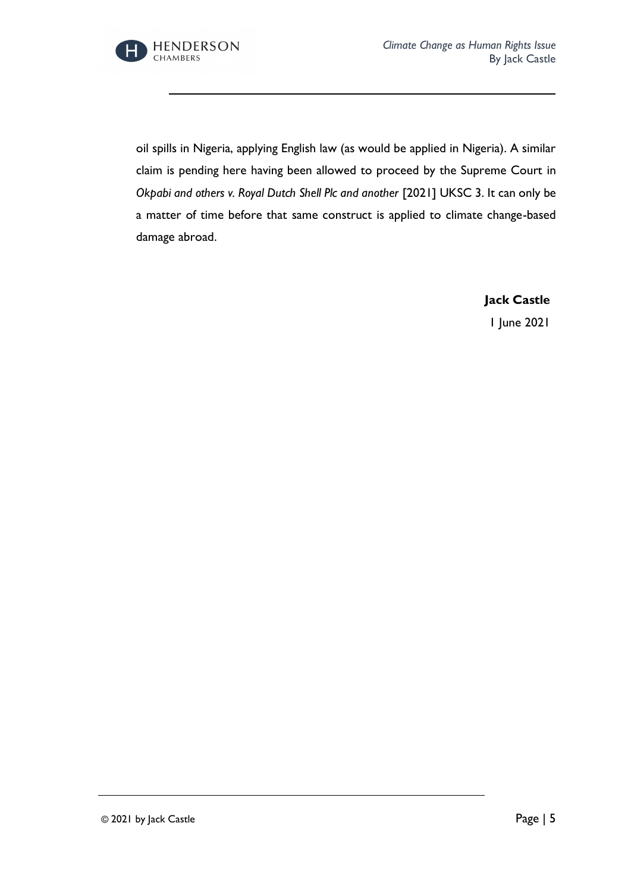oil spills in Nigeria, applying English law (as would be applied in Nigeria). A similar claim is pending here having been allowed to proceed by the Supreme Court in *Okpabi and others v. Royal Dutch Shell Plc and another* [2021] UKSC 3. It can only be a matter of time before that same construct is applied to climate change-based damage abroad.

**Jack Castle**

1 June 2021